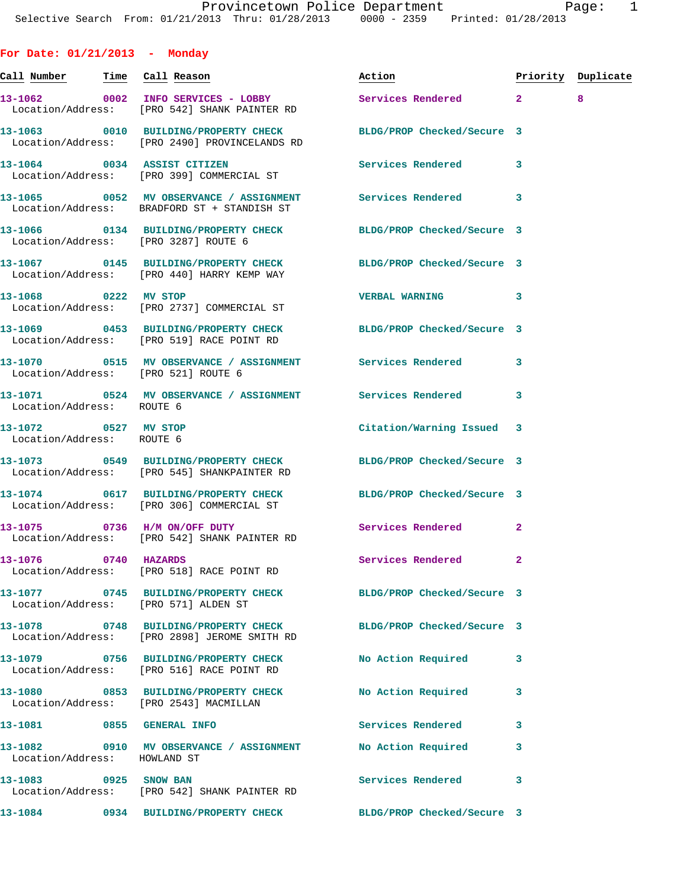Provincetown Police Department
Selective Search From: 01/21/2013 Thru: 01/28/2013 0000 - 2359 Printed: 01/28/2013

## For Date: 01/21/2013 - Monday

| Call Number | Time | Call Reason | Action | Priority | Duplicate |
|---|---|---|---|---|---|
| 13-1062 | 0002 | INFO SERVICES - LOBBY | Services Rendered | 2 | 8 |
| Location/Address: | | [PRO 542] SHANK PAINTER RD | | | |
| 13-1063 | 0010 | BUILDING/PROPERTY CHECK | BLDG/PROP Checked/Secure | 3 | |
| Location/Address: | | [PRO 2490] PROVINCELANDS RD | | | |
| 13-1064 | 0034 | ASSIST CITIZEN | Services Rendered | 3 | |
| Location/Address: | | [PRO 399] COMMERCIAL ST | | | |
| 13-1065 | 0052 | MV OBSERVANCE / ASSIGNMENT | Services Rendered | 3 | |
| Location/Address: | | BRADFORD ST + STANDISH ST | | | |
| 13-1066 | 0134 | BUILDING/PROPERTY CHECK | BLDG/PROP Checked/Secure | 3 | |
| Location/Address: | | [PRO 3287] ROUTE 6 | | | |
| 13-1067 | 0145 | BUILDING/PROPERTY CHECK | BLDG/PROP Checked/Secure | 3 | |
| Location/Address: | | [PRO 440] HARRY KEMP WAY | | | |
| 13-1068 | 0222 | MV STOP | VERBAL WARNING | 3 | |
| Location/Address: | | [PRO 2737] COMMERCIAL ST | | | |
| 13-1069 | 0453 | BUILDING/PROPERTY CHECK | BLDG/PROP Checked/Secure | 3 | |
| Location/Address: | | [PRO 519] RACE POINT RD | | | |
| 13-1070 | 0515 | MV OBSERVANCE / ASSIGNMENT | Services Rendered | 3 | |
| Location/Address: | | [PRO 521] ROUTE 6 | | | |
| 13-1071 | 0524 | MV OBSERVANCE / ASSIGNMENT | Services Rendered | 3 | |
| Location/Address: | | ROUTE 6 | | | |
| 13-1072 | 0527 | MV STOP | Citation/Warning Issued | 3 | |
| Location/Address: | | ROUTE 6 | | | |
| 13-1073 | 0549 | BUILDING/PROPERTY CHECK | BLDG/PROP Checked/Secure | 3 | |
| Location/Address: | | [PRO 545] SHANKPAINTER RD | | | |
| 13-1074 | 0617 | BUILDING/PROPERTY CHECK | BLDG/PROP Checked/Secure | 3 | |
| Location/Address: | | [PRO 306] COMMERCIAL ST | | | |
| 13-1075 | 0736 | H/M ON/OFF DUTY | Services Rendered | 2 | |
| Location/Address: | | [PRO 542] SHANK PAINTER RD | | | |
| 13-1076 | 0740 | HAZARDS | Services Rendered | 2 | |
| Location/Address: | | [PRO 518] RACE POINT RD | | | |
| 13-1077 | 0745 | BUILDING/PROPERTY CHECK | BLDG/PROP Checked/Secure | 3 | |
| Location/Address: | | [PRO 571] ALDEN ST | | | |
| 13-1078 | 0748 | BUILDING/PROPERTY CHECK | BLDG/PROP Checked/Secure | 3 | |
| Location/Address: | | [PRO 2898] JEROME SMITH RD | | | |
| 13-1079 | 0756 | BUILDING/PROPERTY CHECK | No Action Required | 3 | |
| Location/Address: | | [PRO 516] RACE POINT RD | | | |
| 13-1080 | 0853 | BUILDING/PROPERTY CHECK | No Action Required | 3 | |
| Location/Address: | | [PRO 2543] MACMILLAN | | | |
| 13-1081 | 0855 | GENERAL INFO | Services Rendered | 3 | |
| 13-1082 | 0910 | MV OBSERVANCE / ASSIGNMENT | No Action Required | 3 | |
| Location/Address: | | HOWLAND ST | | | |
| 13-1083 | 0925 | SNOW BAN | Services Rendered | 3 | |
| Location/Address: | | [PRO 542] SHANK PAINTER RD | | | |
| 13-1084 | 0934 | BUILDING/PROPERTY CHECK | BLDG/PROP Checked/Secure | 3 | |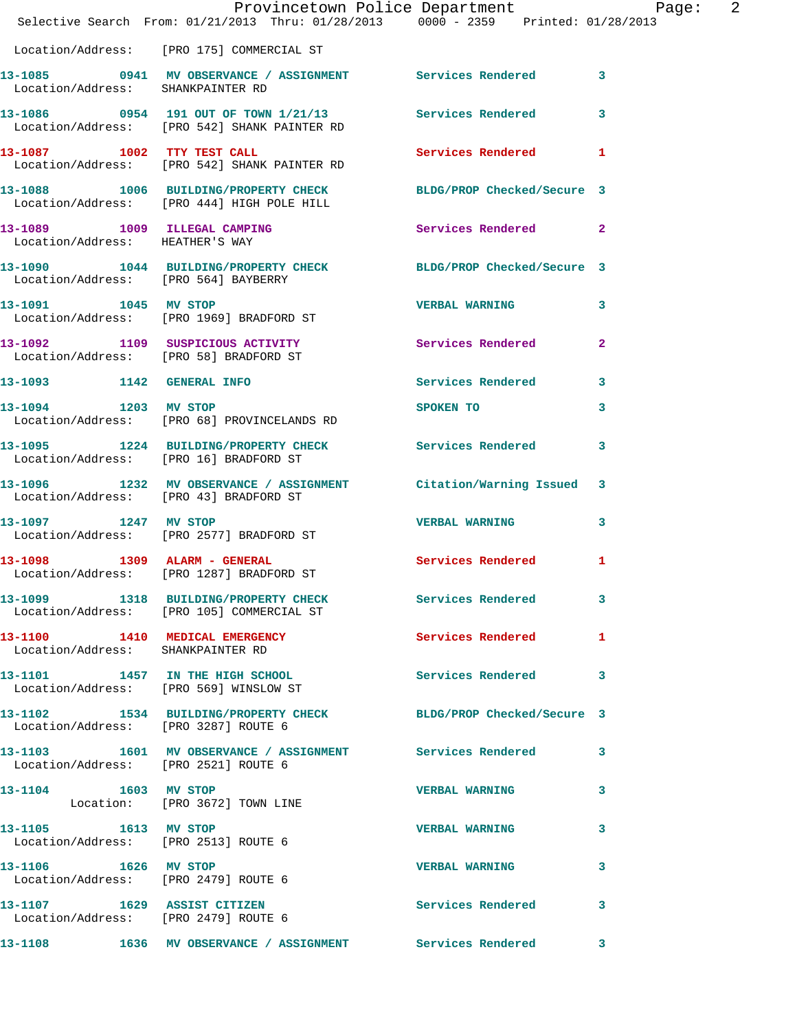Location/Address: [PRO 175] COMMERCIAL ST

| Call # | Time | Call Reason | Action | Priority |
|---|---|---|---|---|
| 13-1085 | 0941 | MV OBSERVATION / ASSIGNMENT | Services Rendered | 3 |
| | | Location/Address: SHANKPAINTER RD | | |
| 13-1086 | 0954 | 191 OUT OF TOWN 1/21/13 | Services Rendered | 3 |
| | | Location/Address: [PRO 542] SHANK PAINTER RD | | |
| 13-1087 | 1002 | TTY TEST CALL | Services Rendered | 1 |
| | | Location/Address: [PRO 542] SHANK PAINTER RD | | |
| 13-1088 | 1006 | BUILDING/PROPERTY CHECK | BLDG/PROP Checked/Secure | 3 |
| | | Location/Address: [PRO 444] HIGH POLE HILL | | |
| 13-1089 | 1009 | ILLEGAL CAMPING | Services Rendered | 2 |
| | | Location/Address: HEATHER'S WAY | | |
| 13-1090 | 1044 | BUILDING/PROPERTY CHECK | BLDG/PROP Checked/Secure | 3 |
| | | Location/Address: [PRO 564] BAYBERRY | | |
| 13-1091 | 1045 | MV STOP | VERBAL WARNING | 3 |
| | | Location/Address: [PRO 1969] BRADFORD ST | | |
| 13-1092 | 1109 | SUSPICIOUS ACTIVITY | Services Rendered | 2 |
| | | Location/Address: [PRO 58] BRADFORD ST | | |
| 13-1093 | 1142 | GENERAL INFO | Services Rendered | 3 |
| 13-1094 | 1203 | MV STOP | SPOKEN TO | 3 |
| | | Location/Address: [PRO 68] PROVINCELANDS RD | | |
| 13-1095 | 1224 | BUILDING/PROPERTY CHECK | Services Rendered | 3 |
| | | Location/Address: [PRO 16] BRADFORD ST | | |
| 13-1096 | 1232 | MV OBSERVATION / ASSIGNMENT | Citation/Warning Issued | 3 |
| | | Location/Address: [PRO 43] BRADFORD ST | | |
| 13-1097 | 1247 | MV STOP | VERBAL WARNING | 3 |
| | | Location/Address: [PRO 2577] BRADFORD ST | | |
| 13-1098 | 1309 | ALARM - GENERAL | Services Rendered | 1 |
| | | Location/Address: [PRO 1287] BRADFORD ST | | |
| 13-1099 | 1318 | BUILDING/PROPERTY CHECK | Services Rendered | 3 |
| | | Location/Address: [PRO 105] COMMERCIAL ST | | |
| 13-1100 | 1410 | MEDICAL EMERGENCY | Services Rendered | 1 |
| | | Location/Address: SHANKPAINTER RD | | |
| 13-1101 | 1457 | IN THE HIGH SCHOOL | Services Rendered | 3 |
| | | Location/Address: [PRO 569] WINSLOW ST | | |
| 13-1102 | 1534 | BUILDING/PROPERTY CHECK | BLDG/PROP Checked/Secure | 3 |
| | | Location/Address: [PRO 3287] ROUTE 6 | | |
| 13-1103 | 1601 | MV OBSERVATION / ASSIGNMENT | Services Rendered | 3 |
| | | Location/Address: [PRO 2521] ROUTE 6 | | |
| 13-1104 | 1603 | MV STOP | VERBAL WARNING | 3 |
| | | Location: [PRO 3672] TOWN LINE | | |
| 13-1105 | 1613 | MV STOP | VERBAL WARNING | 3 |
| | | Location/Address: [PRO 2513] ROUTE 6 | | |
| 13-1106 | 1626 | MV STOP | VERBAL WARNING | 3 |
| | | Location/Address: [PRO 2479] ROUTE 6 | | |
| 13-1107 | 1629 | ASSIST CITIZEN | Services Rendered | 3 |
| | | Location/Address: [PRO 2479] ROUTE 6 | | |
| 13-1108 | 1636 | MV OBSERVATION / ASSIGNMENT | Services Rendered | 3 |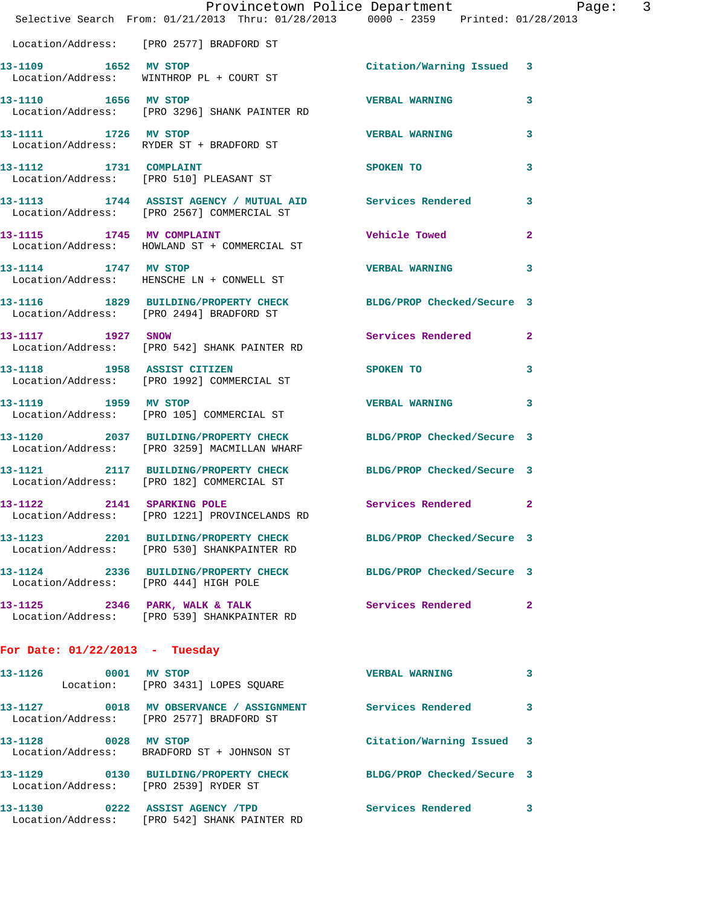Location/Address: [PRO 2577] BRADFORD ST

13-1109 1652 MV STOP Citation/Warning Issued 3
Location/Address: WINTHROP PL + COURT ST

13-1110 1656 MV STOP VERBAL WARNING 3
Location/Address: [PRO 3296] SHANK PAINTER RD

13-1111 1726 MV STOP VERBAL WARNING 3
Location/Address: RYDER ST + BRADFORD ST

13-1112 1731 COMPLAINT SPOKEN TO 3
Location/Address: [PRO 510] PLEASANT ST

13-1113 1744 ASSIST AGENCY / MUTUAL AID Services Rendered 3
Location/Address: [PRO 2567] COMMERCIAL ST

13-1115 1745 MV COMPLAINT Vehicle Towed 2
Location/Address: HOWLAND ST + COMMERCIAL ST

13-1114 1747 MV STOP VERBAL WARNING 3
Location/Address: HENSCHE LN + CONWELL ST

13-1116 1829 BUILDING/PROPERTY CHECK BLDG/PROP Checked/Secure 3
Location/Address: [PRO 2494] BRADFORD ST

13-1117 1927 SNOW Services Rendered 2
Location/Address: [PRO 542] SHANK PAINTER RD

13-1118 1958 ASSIST CITIZEN SPOKEN TO 3
Location/Address: [PRO 1992] COMMERCIAL ST

13-1119 1959 MV STOP VERBAL WARNING 3
Location/Address: [PRO 105] COMMERCIAL ST

13-1120 2037 BUILDING/PROPERTY CHECK BLDG/PROP Checked/Secure 3
Location/Address: [PRO 3259] MACMILLAN WHARF

13-1121 2117 BUILDING/PROPERTY CHECK BLDG/PROP Checked/Secure 3
Location/Address: [PRO 182] COMMERCIAL ST

13-1122 2141 SPARKING POLE Services Rendered 2
Location/Address: [PRO 1221] PROVINCELANDS RD

13-1123 2201 BUILDING/PROPERTY CHECK BLDG/PROP Checked/Secure 3
Location/Address: [PRO 530] SHANKPAINTER RD

13-1124 2336 BUILDING/PROPERTY CHECK BLDG/PROP Checked/Secure 3
Location/Address: [PRO 444] HIGH POLE

13-1125 2346 PARK, WALK & TALK Services Rendered 2
Location/Address: [PRO 539] SHANKPAINTER RD

**For Date: 01/22/2013 - Tuesday**

13-1126 0001 MV STOP VERBAL WARNING 3
Location: [PRO 3431] LOPES SQUARE

13-1127 0018 MV OBSERVANCE / ASSIGNMENT Services Rendered 3
Location/Address: [PRO 2577] BRADFORD ST

13-1128 0028 MV STOP Citation/Warning Issued 3
Location/Address: BRADFORD ST + JOHNSON ST

13-1129 0130 BUILDING/PROPERTY CHECK BLDG/PROP Checked/Secure 3
Location/Address: [PRO 2539] RYDER ST

13-1130 0222 ASSIST AGENCY /TPD Services Rendered 3
Location/Address: [PRO 542] SHANK PAINTER RD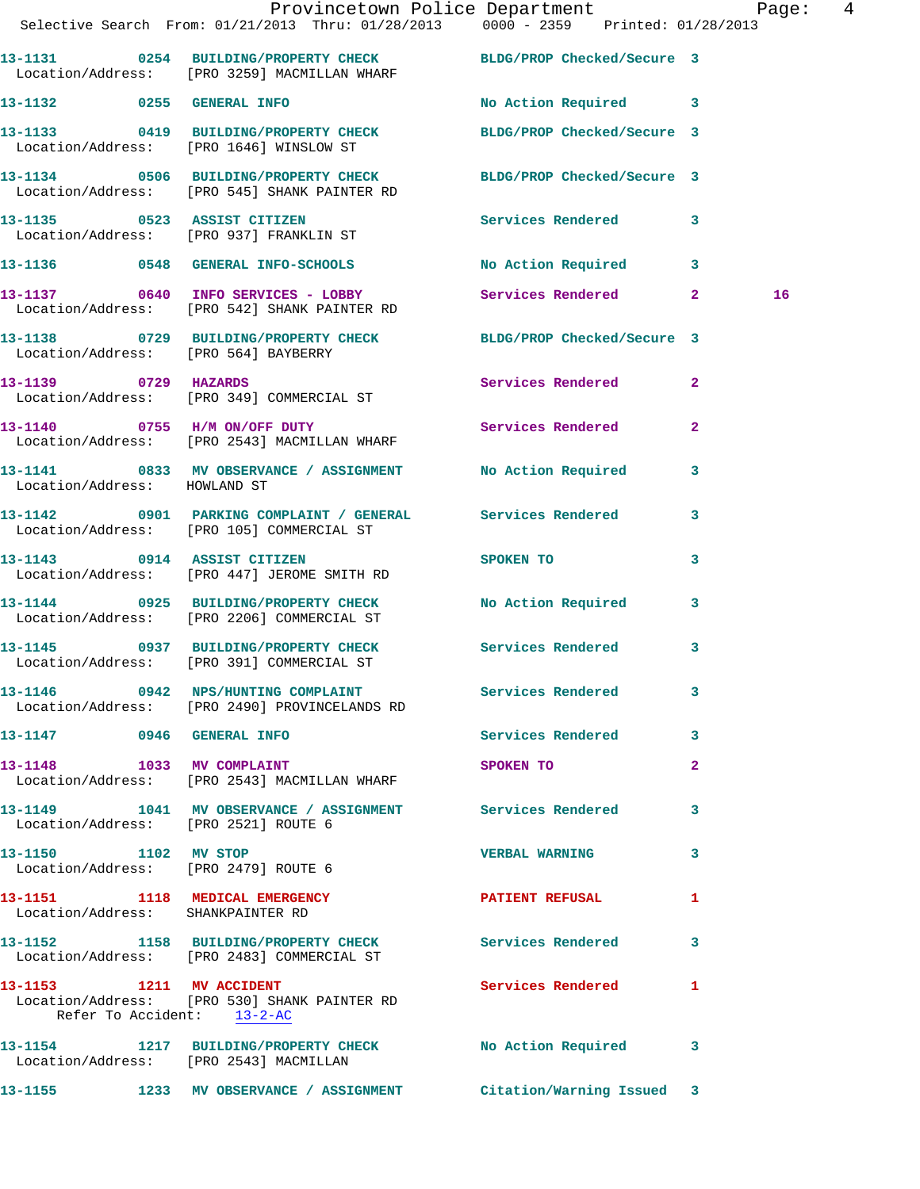13-1131 0254 BUILDING/PROPERTY CHECK BLDG/PROP Checked/Secure 3
Location/Address: [PRO 3259] MACMILLAN WHARF

13-1132 0255 GENERAL INFO No Action Required 3

13-1133 0419 BUILDING/PROPERTY CHECK BLDG/PROP Checked/Secure 3
Location/Address: [PRO 1646] WINSLOW ST

13-1134 0506 BUILDING/PROPERTY CHECK BLDG/PROP Checked/Secure 3
Location/Address: [PRO 545] SHANK PAINTER RD

13-1135 0523 ASSIST CITIZEN Services Rendered 3
Location/Address: [PRO 937] FRANKLIN ST

13-1136 0548 GENERAL INFO-SCHOOLS No Action Required 3

13-1137 0640 INFO SERVICES - LOBBY Services Rendered 2 16
Location/Address: [PRO 542] SHANK PAINTER RD

13-1138 0729 BUILDING/PROPERTY CHECK BLDG/PROP Checked/Secure 3
Location/Address: [PRO 564] BAYBERRY

13-1139 0729 HAZARDS Services Rendered 2
Location/Address: [PRO 349] COMMERCIAL ST

13-1140 0755 H/M ON/OFF DUTY Services Rendered 2
Location/Address: [PRO 2543] MACMILLAN WHARF

13-1141 0833 MV OBSERVATION / ASSIGNMENT No Action Required 3
Location/Address: HOWLAND ST

13-1142 0901 PARKING COMPLAINT / GENERAL Services Rendered 3
Location/Address: [PRO 105] COMMERCIAL ST

13-1143 0914 ASSIST CITIZEN SPOKEN TO 3
Location/Address: [PRO 447] JEROME SMITH RD

13-1144 0925 BUILDING/PROPERTY CHECK No Action Required 3
Location/Address: [PRO 2206] COMMERCIAL ST

13-1145 0937 BUILDING/PROPERTY CHECK Services Rendered 3
Location/Address: [PRO 391] COMMERCIAL ST

13-1146 0942 NPS/HUNTING COMPLAINT Services Rendered 3
Location/Address: [PRO 2490] PROVINCELANDS RD

13-1147 0946 GENERAL INFO Services Rendered 3

13-1148 1033 MV COMPLAINT SPOKEN TO 2
Location/Address: [PRO 2543] MACMILLAN WHARF

13-1149 1041 MV OBSERVATION / ASSIGNMENT Services Rendered 3
Location/Address: [PRO 2521] ROUTE 6

13-1150 1102 MV STOP VERBAL WARNING 3
Location/Address: [PRO 2479] ROUTE 6

13-1151 1118 MEDICAL EMERGENCY PATIENT REFUSAL 1
Location/Address: SHANKPAINTER RD

13-1152 1158 BUILDING/PROPERTY CHECK Services Rendered 3
Location/Address: [PRO 2483] COMMERCIAL ST

13-1153 1211 MV ACCIDENT Services Rendered 1
Location/Address: [PRO 530] SHANK PAINTER RD
Refer To Accident: 13-2-AC

13-1154 1217 BUILDING/PROPERTY CHECK No Action Required 3
Location/Address: [PRO 2543] MACMILLAN

13-1155 1233 MV OBSERVATION / ASSIGNMENT Citation/Warning Issued 3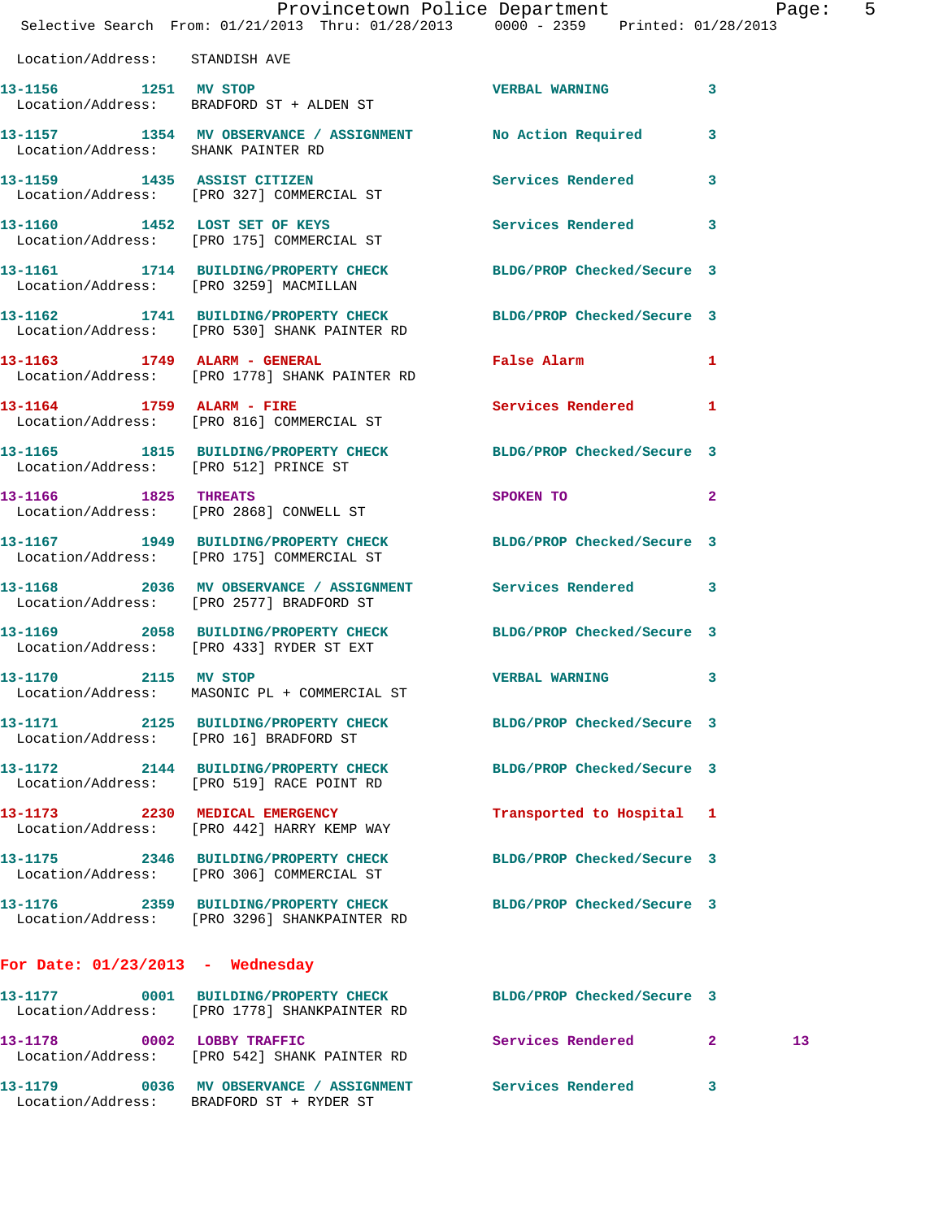Location/Address: STANDISH AVE

| | | | | | |
|---|---|---|---|---|---|
| 13-1156 | 1251 | MV STOP | VERBAL WARNING | 3 | |
| Location/Address: | BRADFORD ST + ALDEN ST | | | | |
| 13-1157 | 1354 | MV OBSERVANCE / ASSIGNMENT | No Action Required | 3 | |
| Location/Address: | SHANK PAINTER RD | | | | |
| 13-1159 | 1435 | ASSIST CITIZEN | Services Rendered | 3 | |
| Location/Address: | [PRO 327] COMMERCIAL ST | | | | |
| 13-1160 | 1452 | LOST SET OF KEYS | Services Rendered | 3 | |
| Location/Address: | [PRO 175] COMMERCIAL ST | | | | |
| 13-1161 | 1714 | BUILDING/PROPERTY CHECK | BLDG/PROP Checked/Secure | 3 | |
| Location/Address: | [PRO 3259] MACMILLAN | | | | |
| 13-1162 | 1741 | BUILDING/PROPERTY CHECK | BLDG/PROP Checked/Secure | 3 | |
| Location/Address: | [PRO 530] SHANK PAINTER RD | | | | |
| 13-1163 | 1749 | ALARM - GENERAL | False Alarm | 1 | |
| Location/Address: | [PRO 1778] SHANK PAINTER RD | | | | |
| 13-1164 | 1759 | ALARM - FIRE | Services Rendered | 1 | |
| Location/Address: | [PRO 816] COMMERCIAL ST | | | | |
| 13-1165 | 1815 | BUILDING/PROPERTY CHECK | BLDG/PROP Checked/Secure | 3 | |
| Location/Address: | [PRO 512] PRINCE ST | | | | |
| 13-1166 | 1825 | THREATS | SPOKEN TO | 2 | |
| Location/Address: | [PRO 2868] CONWELL ST | | | | |
| 13-1167 | 1949 | BUILDING/PROPERTY CHECK | BLDG/PROP Checked/Secure | 3 | |
| Location/Address: | [PRO 175] COMMERCIAL ST | | | | |
| 13-1168 | 2036 | MV OBSERVANCE / ASSIGNMENT | Services Rendered | 3 | |
| Location/Address: | [PRO 2577] BRADFORD ST | | | | |
| 13-1169 | 2058 | BUILDING/PROPERTY CHECK | BLDG/PROP Checked/Secure | 3 | |
| Location/Address: | [PRO 433] RYDER ST EXT | | | | |
| 13-1170 | 2115 | MV STOP | VERBAL WARNING | 3 | |
| Location/Address: | MASONIC PL + COMMERCIAL ST | | | | |
| 13-1171 | 2125 | BUILDING/PROPERTY CHECK | BLDG/PROP Checked/Secure | 3 | |
| Location/Address: | [PRO 16] BRADFORD ST | | | | |
| 13-1172 | 2144 | BUILDING/PROPERTY CHECK | BLDG/PROP Checked/Secure | 3 | |
| Location/Address: | [PRO 519] RACE POINT RD | | | | |
| 13-1173 | 2230 | MEDICAL EMERGENCY | Transported to Hospital | 1 | |
| Location/Address: | [PRO 442] HARRY KEMP WAY | | | | |
| 13-1175 | 2346 | BUILDING/PROPERTY CHECK | BLDG/PROP Checked/Secure | 3 | |
| Location/Address: | [PRO 306] COMMERCIAL ST | | | | |
| 13-1176 | 2359 | BUILDING/PROPERTY CHECK | BLDG/PROP Checked/Secure | 3 | |
| Location/Address: | [PRO 3296] SHANKPAINTER RD | | | | |

**For Date: 01/23/2013 - Wednesday**

| | | | | | |
|---|---|---|---|---|---|
| 13-1177 | 0001 | BUILDING/PROPERTY CHECK | BLDG/PROP Checked/Secure | 3 | |
| Location/Address: | [PRO 1778] SHANKPAINTER RD | | | | |
| 13-1178 | 0002 | LOBBY TRAFFIC | Services Rendered | 2 | 13 |
| Location/Address: | [PRO 542] SHANK PAINTER RD | | | | |
| 13-1179 | 0036 | MV OBSERVANCE / ASSIGNMENT | Services Rendered | 3 | |
| Location/Address: | BRADFORD ST + RYDER ST | | | | |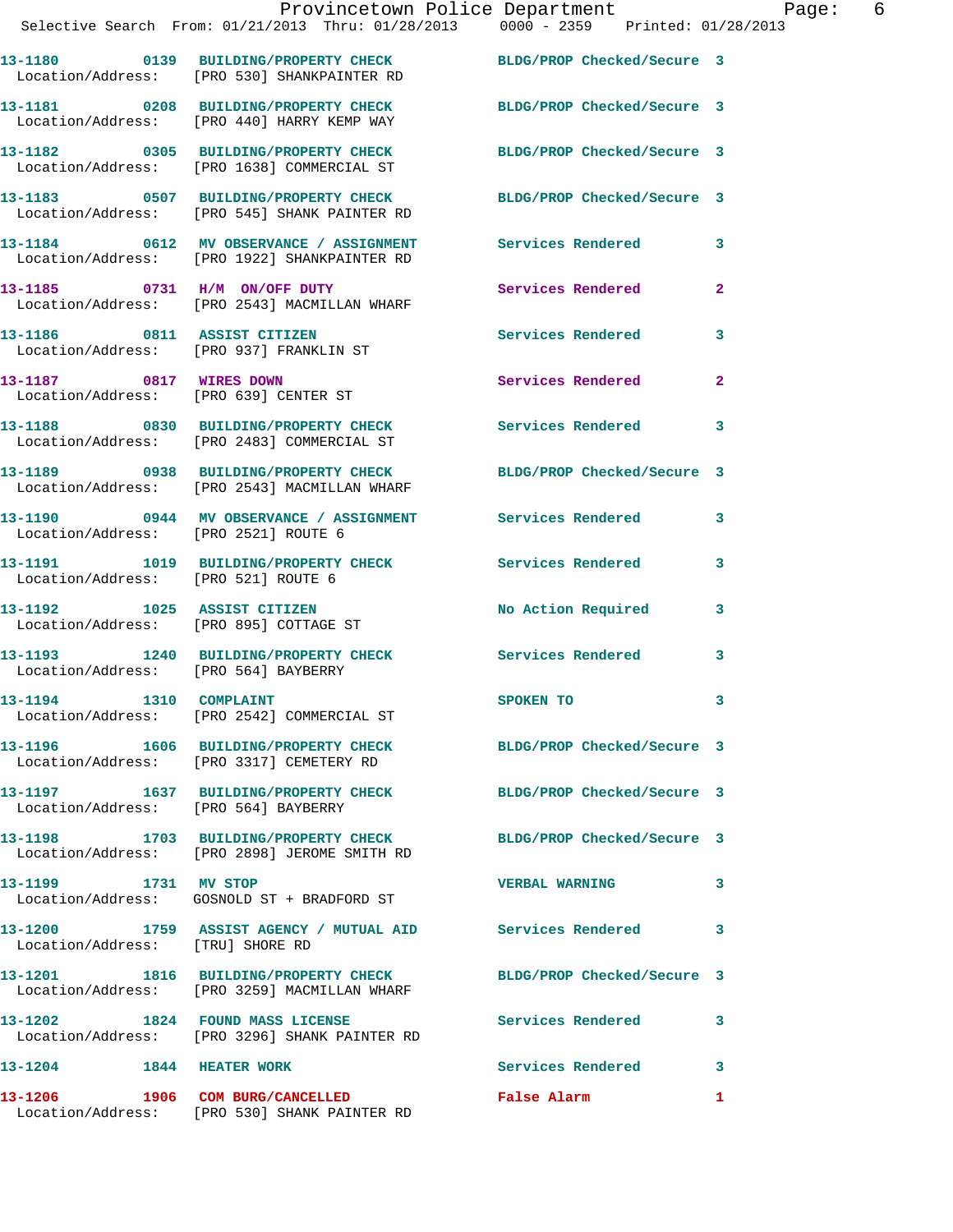Provincetown Police Department
Selective Search From: 01/21/2013 Thru: 01/28/2013 0000 - 2359 Printed: 01/28/2013

**13-1180 0139 BUILDING/PROPERTY CHECK** BLDG/PROP Checked/Secure 3
Location/Address: [PRO 530] SHANKPAINTER RD

**13-1181 0208 BUILDING/PROPERTY CHECK** BLDG/PROP Checked/Secure 3
Location/Address: [PRO 440] HARRY KEMP WAY

**13-1182 0305 BUILDING/PROPERTY CHECK** BLDG/PROP Checked/Secure 3
Location/Address: [PRO 1638] COMMERCIAL ST

**13-1183 0507 BUILDING/PROPERTY CHECK** BLDG/PROP Checked/Secure 3
Location/Address: [PRO 545] SHANK PAINTER RD

**13-1184 0612 MV OBSERVANCE / ASSIGNMENT** Services Rendered 3
Location/Address: [PRO 1922] SHANKPAINTER RD

**13-1185 0731 H/M ON/OFF DUTY** Services Rendered 2
Location/Address: [PRO 2543] MACMILLAN WHARF

**13-1186 0811 ASSIST CITIZEN** Services Rendered 3
Location/Address: [PRO 937] FRANKLIN ST

**13-1187 0817 WIRES DOWN** Services Rendered 2
Location/Address: [PRO 639] CENTER ST

**13-1188 0830 BUILDING/PROPERTY CHECK** Services Rendered 3
Location/Address: [PRO 2483] COMMERCIAL ST

**13-1189 0938 BUILDING/PROPERTY CHECK** BLDG/PROP Checked/Secure 3
Location/Address: [PRO 2543] MACMILLAN WHARF

**13-1190 0944 MV OBSERVANCE / ASSIGNMENT** Services Rendered 3
Location/Address: [PRO 2521] ROUTE 6

**13-1191 1019 BUILDING/PROPERTY CHECK** Services Rendered 3
Location/Address: [PRO 521] ROUTE 6

**13-1192 1025 ASSIST CITIZEN** No Action Required 3
Location/Address: [PRO 895] COTTAGE ST

**13-1193 1240 BUILDING/PROPERTY CHECK** Services Rendered 3
Location/Address: [PRO 564] BAYBERRY

**13-1194 1310 COMPLAINT** SPOKEN TO 3
Location/Address: [PRO 2542] COMMERCIAL ST

**13-1196 1606 BUILDING/PROPERTY CHECK** BLDG/PROP Checked/Secure 3
Location/Address: [PRO 3317] CEMETERY RD

**13-1197 1637 BUILDING/PROPERTY CHECK** BLDG/PROP Checked/Secure 3
Location/Address: [PRO 564] BAYBERRY

**13-1198 1703 BUILDING/PROPERTY CHECK** BLDG/PROP Checked/Secure 3
Location/Address: [PRO 2898] JEROME SMITH RD

**13-1199 1731 MV STOP** VERBAL WARNING 3
Location/Address: GOSNOLD ST + BRADFORD ST

**13-1200 1759 ASSIST AGENCY / MUTUAL AID** Services Rendered 3
Location/Address: [TRU] SHORE RD

**13-1201 1816 BUILDING/PROPERTY CHECK** BLDG/PROP Checked/Secure 3
Location/Address: [PRO 3259] MACMILLAN WHARF

**13-1202 1824 FOUND MASS LICENSE** Services Rendered 3
Location/Address: [PRO 3296] SHANK PAINTER RD

**13-1204 1844 HEATER WORK** Services Rendered 3

**13-1206 1906 COM BURG/CANCELLED** False Alarm 1
Location/Address: [PRO 530] SHANK PAINTER RD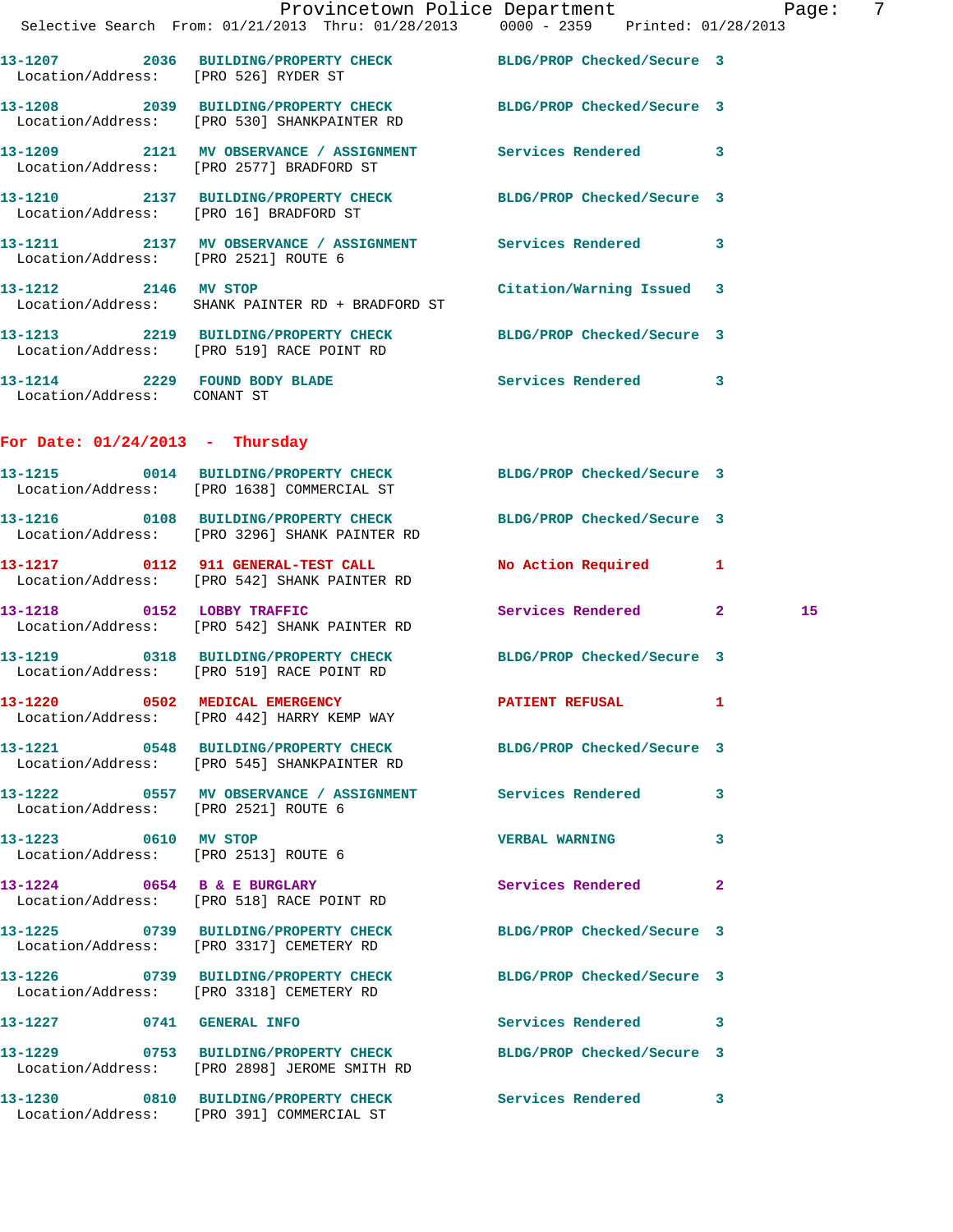**13-1207 2036 BUILDING/PROPERTY CHECK** BLDG/PROP Checked/Secure 3
Location/Address: [PRO 526] RYDER ST

**13-1208 2039 BUILDING/PROPERTY CHECK** BLDG/PROP Checked/Secure 3
Location/Address: [PRO 530] SHANKPAINTER RD

**13-1209 2121 MV OBSERVANCE / ASSIGNMENT** Services Rendered 3
Location/Address: [PRO 2577] BRADFORD ST

**13-1210 2137 BUILDING/PROPERTY CHECK** BLDG/PROP Checked/Secure 3
Location/Address: [PRO 16] BRADFORD ST

**13-1211 2137 MV OBSERVANCE / ASSIGNMENT** Services Rendered 3
Location/Address: [PRO 2521] ROUTE 6

**13-1212 2146 MV STOP** Citation/Warning Issued 3
Location/Address: SHANK PAINTER RD + BRADFORD ST

**13-1213 2219 BUILDING/PROPERTY CHECK** BLDG/PROP Checked/Secure 3
Location/Address: [PRO 519] RACE POINT RD

**13-1214 2229 FOUND BODY BLADE** Services Rendered 3
Location/Address: CONANT ST

## For Date: 01/24/2013 - Thursday

**13-1215 0014 BUILDING/PROPERTY CHECK** BLDG/PROP Checked/Secure 3
Location/Address: [PRO 1638] COMMERCIAL ST

**13-1216 0108 BUILDING/PROPERTY CHECK** BLDG/PROP Checked/Secure 3
Location/Address: [PRO 3296] SHANK PAINTER RD

**13-1217 0112 911 GENERAL-TEST CALL** No Action Required 1
Location/Address: [PRO 542] SHANK PAINTER RD

**13-1218 0152 LOBBY TRAFFIC** Services Rendered 2 15
Location/Address: [PRO 542] SHANK PAINTER RD

**13-1219 0318 BUILDING/PROPERTY CHECK** BLDG/PROP Checked/Secure 3
Location/Address: [PRO 519] RACE POINT RD

**13-1220 0502 MEDICAL EMERGENCY** PATIENT REFUSAL 1
Location/Address: [PRO 442] HARRY KEMP WAY

**13-1221 0548 BUILDING/PROPERTY CHECK** BLDG/PROP Checked/Secure 3
Location/Address: [PRO 545] SHANKPAINTER RD

**13-1222 0557 MV OBSERVANCE / ASSIGNMENT** Services Rendered 3
Location/Address: [PRO 2521] ROUTE 6

**13-1223 0610 MV STOP** VERBAL WARNING 3
Location/Address: [PRO 2513] ROUTE 6

**13-1224 0654 B & E BURGLARY** Services Rendered 2
Location/Address: [PRO 518] RACE POINT RD

**13-1225 0739 BUILDING/PROPERTY CHECK** BLDG/PROP Checked/Secure 3
Location/Address: [PRO 3317] CEMETERY RD

**13-1226 0739 BUILDING/PROPERTY CHECK** BLDG/PROP Checked/Secure 3
Location/Address: [PRO 3318] CEMETERY RD

**13-1227 0741 GENERAL INFO** Services Rendered 3

**13-1229 0753 BUILDING/PROPERTY CHECK** BLDG/PROP Checked/Secure 3
Location/Address: [PRO 2898] JEROME SMITH RD

**13-1230 0810 BUILDING/PROPERTY CHECK** Services Rendered 3
Location/Address: [PRO 391] COMMERCIAL ST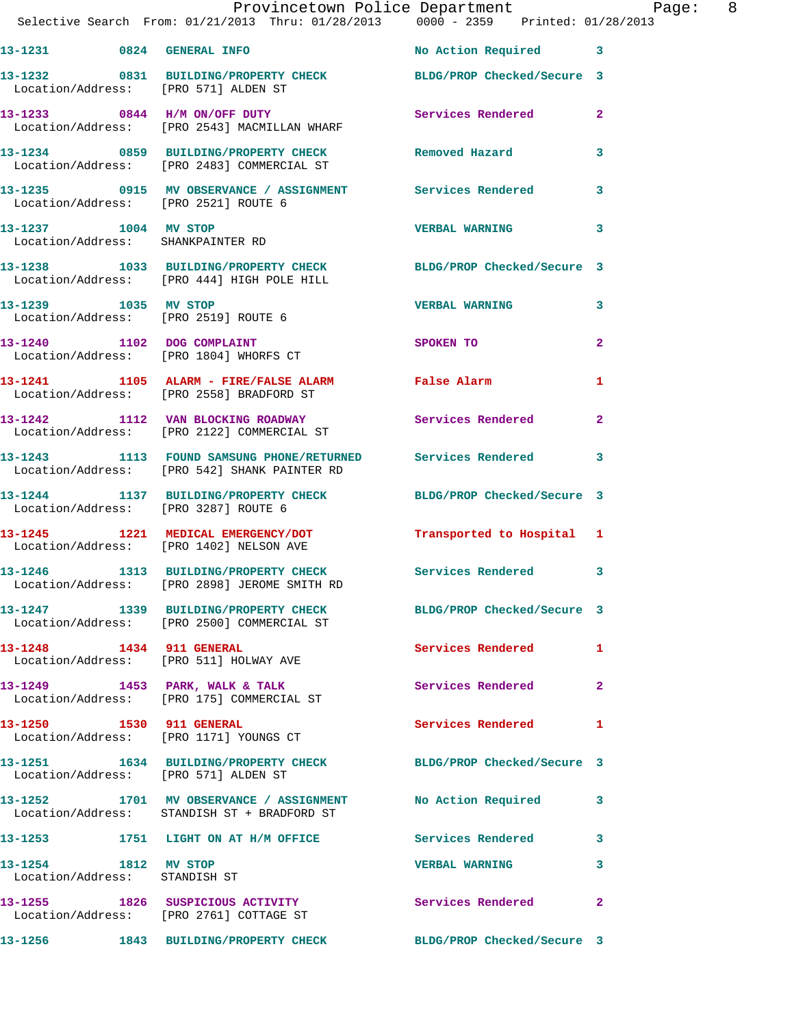13-1231 0824 GENERAL INFO No Action Required 3

13-1232 0831 BUILDING/PROPERTY CHECK BLDG/PROP Checked/Secure 3
Location/Address: [PRO 571] ALDEN ST

13-1233 0844 H/M ON/OFF DUTY Services Rendered 2
Location/Address: [PRO 2543] MACMILLAN WHARF

13-1234 0859 BUILDING/PROPERTY CHECK Removed Hazard 3
Location/Address: [PRO 2483] COMMERCIAL ST

13-1235 0915 MV OBSERVANCE / ASSIGNMENT Services Rendered 3
Location/Address: [PRO 2521] ROUTE 6

13-1237 1004 MV STOP VERBAL WARNING 3
Location/Address: SHANKPAINTER RD

13-1238 1033 BUILDING/PROPERTY CHECK BLDG/PROP Checked/Secure 3
Location/Address: [PRO 444] HIGH POLE HILL

13-1239 1035 MV STOP VERBAL WARNING 3
Location/Address: [PRO 2519] ROUTE 6

13-1240 1102 DOG COMPLAINT SPOKEN TO 2
Location/Address: [PRO 1804] WHORFS CT

13-1241 1105 ALARM - FIRE/FALSE ALARM False Alarm 1
Location/Address: [PRO 2558] BRADFORD ST

13-1242 1112 VAN BLOCKING ROADWAY Services Rendered 2
Location/Address: [PRO 2122] COMMERCIAL ST

13-1243 1113 FOUND SAMSUNG PHONE/RETURNED Services Rendered 3
Location/Address: [PRO 542] SHANK PAINTER RD

13-1244 1137 BUILDING/PROPERTY CHECK BLDG/PROP Checked/Secure 3
Location/Address: [PRO 3287] ROUTE 6

13-1245 1221 MEDICAL EMERGENCY/DOT Transported to Hospital 1
Location/Address: [PRO 1402] NELSON AVE

13-1246 1313 BUILDING/PROPERTY CHECK Services Rendered 3
Location/Address: [PRO 2898] JEROME SMITH RD

13-1247 1339 BUILDING/PROPERTY CHECK BLDG/PROP Checked/Secure 3
Location/Address: [PRO 2500] COMMERCIAL ST

13-1248 1434 911 GENERAL Services Rendered 1
Location/Address: [PRO 511] HOLWAY AVE

13-1249 1453 PARK, WALK & TALK Services Rendered 2
Location/Address: [PRO 175] COMMERCIAL ST

13-1250 1530 911 GENERAL Services Rendered 1
Location/Address: [PRO 1171] YOUNGS CT

13-1251 1634 BUILDING/PROPERTY CHECK BLDG/PROP Checked/Secure 3
Location/Address: [PRO 571] ALDEN ST

13-1252 1701 MV OBSERVANCE / ASSIGNMENT No Action Required 3
Location/Address: STANDISH ST + BRADFORD ST

13-1253 1751 LIGHT ON AT H/M OFFICE Services Rendered 3

13-1254 1812 MV STOP VERBAL WARNING 3
Location/Address: STANDISH ST

13-1255 1826 SUSPICIOUS ACTIVITY Services Rendered 2
Location/Address: [PRO 2761] COTTAGE ST

13-1256 1843 BUILDING/PROPERTY CHECK BLDG/PROP Checked/Secure 3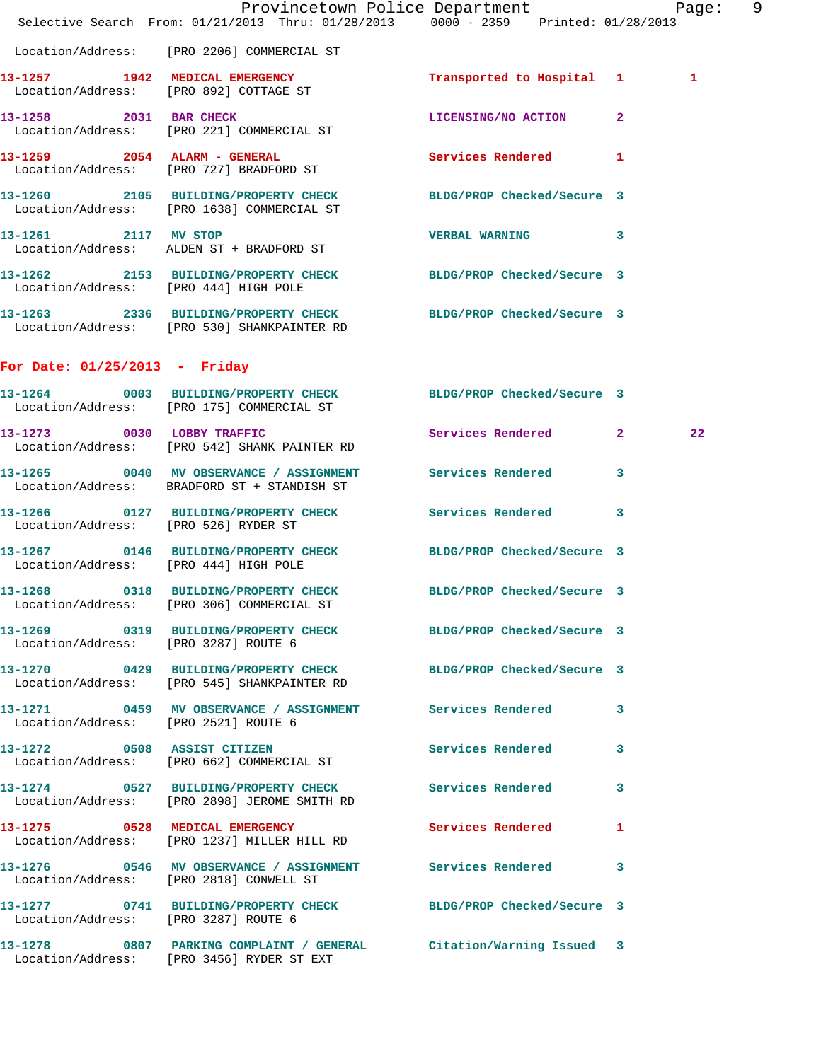Location/Address: [PRO 2206] COMMERCIAL ST

| Call # | Time | Call Reason | Action | Priority | |
|---|---|---|---|---|---|
| 13-1257 | 1942 | MEDICAL EMERGENCY | Transported to Hospital | 1 | 1 |
| Location/Address: | | [PRO 892] COTTAGE ST | | | |
| 13-1258 | 2031 | BAR CHECK | LICENSING/NO ACTION | 2 | |
| Location/Address: | | [PRO 221] COMMERCIAL ST | | | |
| 13-1259 | 2054 | ALARM - GENERAL | Services Rendered | 1 | |
| Location/Address: | | [PRO 727] BRADFORD ST | | | |
| 13-1260 | 2105 | BUILDING/PROPERTY CHECK | BLDG/PROP Checked/Secure | 3 | |
| Location/Address: | | [PRO 1638] COMMERCIAL ST | | | |
| 13-1261 | 2117 | MV STOP | VERBAL WARNING | 3 | |
| Location/Address: | | ALDEN ST + BRADFORD ST | | | |
| 13-1262 | 2153 | BUILDING/PROPERTY CHECK | BLDG/PROP Checked/Secure | 3 | |
| Location/Address: | | [PRO 444] HIGH POLE | | | |
| 13-1263 | 2336 | BUILDING/PROPERTY CHECK | BLDG/PROP Checked/Secure | 3 | |
| Location/Address: | | [PRO 530] SHANKPAINTER RD | | | |

## For Date: 01/25/2013 - Friday

| Call # | Time | Call Reason | Action | Priority | |
|---|---|---|---|---|---|
| 13-1264 | 0003 | BUILDING/PROPERTY CHECK | BLDG/PROP Checked/Secure | 3 | |
| Location/Address: | | [PRO 175] COMMERCIAL ST | | | |
| 13-1273 | 0030 | LOBBY TRAFFIC | Services Rendered | 2 | 22 |
| Location/Address: | | [PRO 542] SHANK PAINTER RD | | | |
| 13-1265 | 0040 | MV OBSERVANCE / ASSIGNMENT | Services Rendered | 3 | |
| Location/Address: | | BRADFORD ST + STANDISH ST | | | |
| 13-1266 | 0127 | BUILDING/PROPERTY CHECK | Services Rendered | 3 | |
| Location/Address: | | [PRO 526] RYDER ST | | | |
| 13-1267 | 0146 | BUILDING/PROPERTY CHECK | BLDG/PROP Checked/Secure | 3 | |
| Location/Address: | | [PRO 444] HIGH POLE | | | |
| 13-1268 | 0318 | BUILDING/PROPERTY CHECK | BLDG/PROP Checked/Secure | 3 | |
| Location/Address: | | [PRO 306] COMMERCIAL ST | | | |
| 13-1269 | 0319 | BUILDING/PROPERTY CHECK | BLDG/PROP Checked/Secure | 3 | |
| Location/Address: | | [PRO 3287] ROUTE 6 | | | |
| 13-1270 | 0429 | BUILDING/PROPERTY CHECK | BLDG/PROP Checked/Secure | 3 | |
| Location/Address: | | [PRO 545] SHANKPAINTER RD | | | |
| 13-1271 | 0459 | MV OBSERVANCE / ASSIGNMENT | Services Rendered | 3 | |
| Location/Address: | | [PRO 2521] ROUTE 6 | | | |
| 13-1272 | 0508 | ASSIST CITIZEN | Services Rendered | 3 | |
| Location/Address: | | [PRO 662] COMMERCIAL ST | | | |
| 13-1274 | 0527 | BUILDING/PROPERTY CHECK | Services Rendered | 3 | |
| Location/Address: | | [PRO 2898] JEROME SMITH RD | | | |
| 13-1275 | 0528 | MEDICAL EMERGENCY | Services Rendered | 1 | |
| Location/Address: | | [PRO 1237] MILLER HILL RD | | | |
| 13-1276 | 0546 | MV OBSERVANCE / ASSIGNMENT | Services Rendered | 3 | |
| Location/Address: | | [PRO 2818] CONWELL ST | | | |
| 13-1277 | 0741 | BUILDING/PROPERTY CHECK | BLDG/PROP Checked/Secure | 3 | |
| Location/Address: | | [PRO 3287] ROUTE 6 | | | |
| 13-1278 | 0807 | PARKING COMPLAINT / GENERAL | Citation/Warning Issued | 3 | |
| Location/Address: | | [PRO 3456] RYDER ST EXT | | | |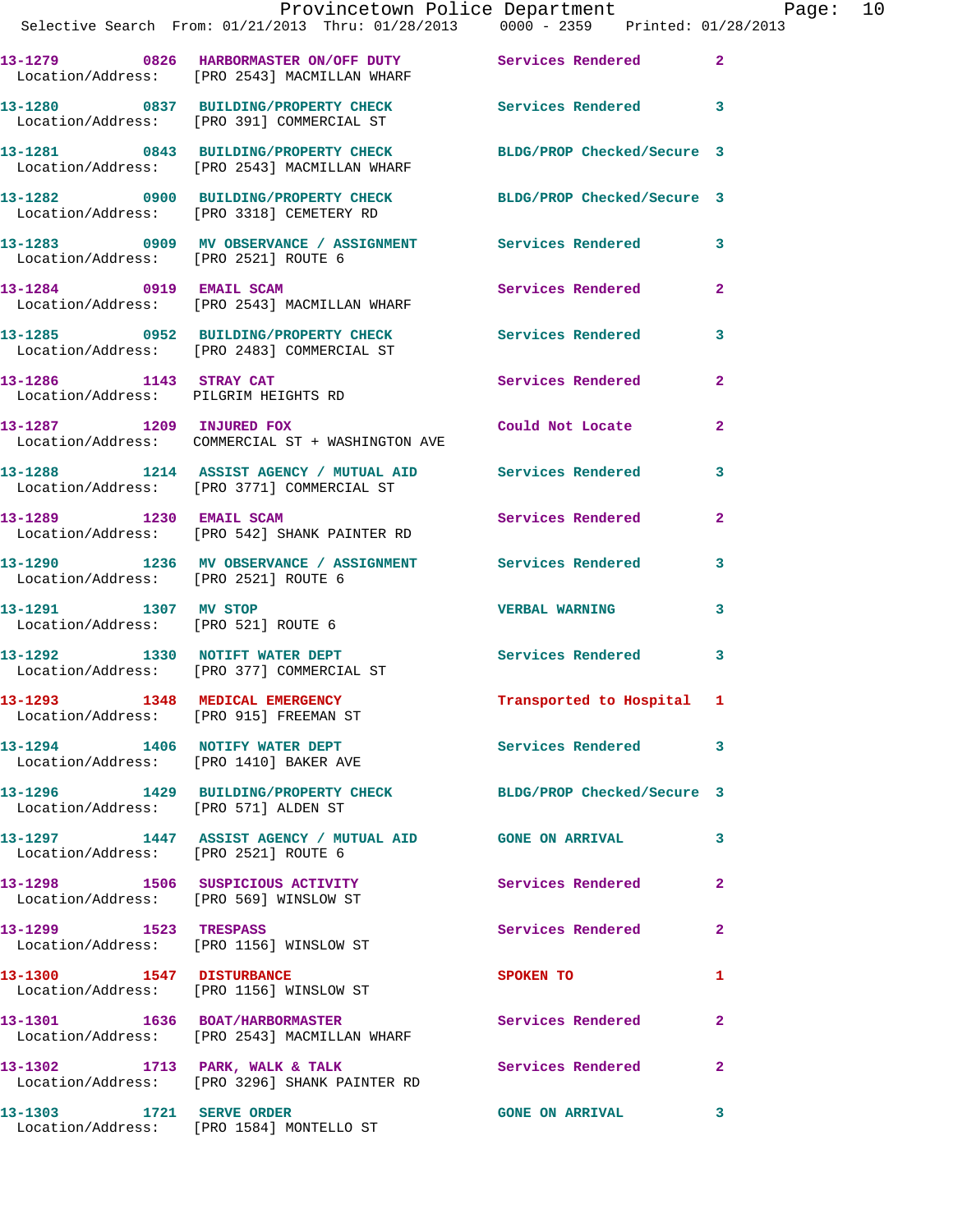13-1279 0826 HARBORMASTER ON/OFF DUTY Services Rendered 2
Location/Address: [PRO 2543] MACMILLAN WHARF

13-1280 0837 BUILDING/PROPERTY CHECK Services Rendered 3
Location/Address: [PRO 391] COMMERCIAL ST

13-1281 0843 BUILDING/PROPERTY CHECK BLDG/PROP Checked/Secure 3
Location/Address: [PRO 2543] MACMILLAN WHARF

13-1282 0900 BUILDING/PROPERTY CHECK BLDG/PROP Checked/Secure 3
Location/Address: [PRO 3318] CEMETERY RD

13-1283 0909 MV OBSERVANCE / ASSIGNMENT Services Rendered 3
Location/Address: [PRO 2521] ROUTE 6

13-1284 0919 EMAIL SCAM Services Rendered 2
Location/Address: [PRO 2543] MACMILLAN WHARF

13-1285 0952 BUILDING/PROPERTY CHECK Services Rendered 3
Location/Address: [PRO 2483] COMMERCIAL ST

13-1286 1143 STRAY CAT Services Rendered 2
Location/Address: PILGRIM HEIGHTS RD

13-1287 1209 INJURED FOX Could Not Locate 2
Location/Address: COMMERCIAL ST + WASHINGTON AVE

13-1288 1214 ASSIST AGENCY / MUTUAL AID Services Rendered 3
Location/Address: [PRO 3771] COMMERCIAL ST

13-1289 1230 EMAIL SCAM Services Rendered 2
Location/Address: [PRO 542] SHANK PAINTER RD

13-1290 1236 MV OBSERVANCE / ASSIGNMENT Services Rendered 3
Location/Address: [PRO 2521] ROUTE 6

13-1291 1307 MV STOP VERBAL WARNING 3
Location/Address: [PRO 521] ROUTE 6

13-1292 1330 NOTIFT WATER DEPT Services Rendered 3
Location/Address: [PRO 377] COMMERCIAL ST

13-1293 1348 MEDICAL EMERGENCY Transported to Hospital 1
Location/Address: [PRO 915] FREEMAN ST

13-1294 1406 NOTIFY WATER DEPT Services Rendered 3
Location/Address: [PRO 1410] BAKER AVE

13-1296 1429 BUILDING/PROPERTY CHECK BLDG/PROP Checked/Secure 3
Location/Address: [PRO 571] ALDEN ST

13-1297 1447 ASSIST AGENCY / MUTUAL AID GONE ON ARRIVAL 3
Location/Address: [PRO 2521] ROUTE 6

13-1298 1506 SUSPICIOUS ACTIVITY Services Rendered 2
Location/Address: [PRO 569] WINSLOW ST

13-1299 1523 TRESPASS Services Rendered 2
Location/Address: [PRO 1156] WINSLOW ST

13-1300 1547 DISTURBANCE SPOKEN TO 1
Location/Address: [PRO 1156] WINSLOW ST

13-1301 1636 BOAT/HARBORMASTER Services Rendered 2
Location/Address: [PRO 2543] MACMILLAN WHARF

13-1302 1713 PARK, WALK & TALK Services Rendered 2
Location/Address: [PRO 3296] SHANK PAINTER RD

13-1303 1721 SERVE ORDER GONE ON ARRIVAL 3
Location/Address: [PRO 1584] MONTELLO ST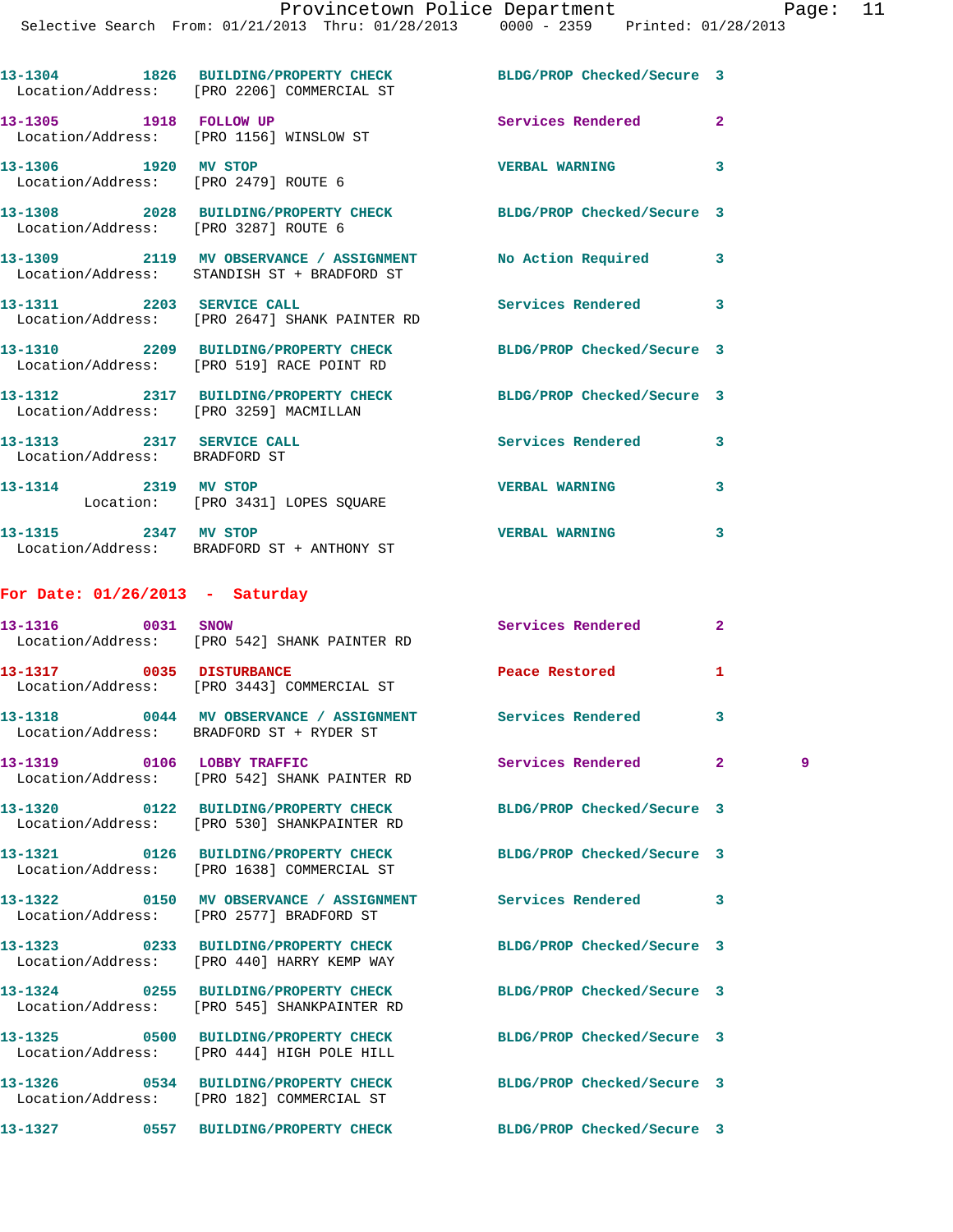13-1304 1826 BUILDING/PROPERTY CHECK BLDG/PROP Checked/Secure 3
Location/Address: [PRO 2206] COMMERCIAL ST

13-1305 1918 FOLLOW UP Services Rendered 2
Location/Address: [PRO 1156] WINSLOW ST

13-1306 1920 MV STOP VERBAL WARNING 3
Location/Address: [PRO 2479] ROUTE 6

13-1308 2028 BUILDING/PROPERTY CHECK BLDG/PROP Checked/Secure 3
Location/Address: [PRO 3287] ROUTE 6

13-1309 2119 MV OBSERVATION / ASSIGNMENT No Action Required 3
Location/Address: STANDISH ST + BRADFORD ST

13-1311 2203 SERVICE CALL Services Rendered 3
Location/Address: [PRO 2647] SHANK PAINTER RD

13-1310 2209 BUILDING/PROPERTY CHECK BLDG/PROP Checked/Secure 3
Location/Address: [PRO 519] RACE POINT RD

13-1312 2317 BUILDING/PROPERTY CHECK BLDG/PROP Checked/Secure 3
Location/Address: [PRO 3259] MACMILLAN

13-1313 2317 SERVICE CALL Services Rendered 3
Location/Address: BRADFORD ST

13-1314 2319 MV STOP VERBAL WARNING 3
Location: [PRO 3431] LOPES SQUARE

13-1315 2347 MV STOP VERBAL WARNING 3
Location/Address: BRADFORD ST + ANTHONY ST

## For Date: 01/26/2013 - Saturday

13-1316 0031 SNOW Services Rendered 2
Location/Address: [PRO 542] SHANK PAINTER RD

13-1317 0035 DISTURBANCE Peace Restored 1
Location/Address: [PRO 3443] COMMERCIAL ST

13-1318 0044 MV OBSERVATION / ASSIGNMENT Services Rendered 3
Location/Address: BRADFORD ST + RYDER ST

13-1319 0106 LOBBY TRAFFIC Services Rendered 2 9
Location/Address: [PRO 542] SHANK PAINTER RD

13-1320 0122 BUILDING/PROPERTY CHECK BLDG/PROP Checked/Secure 3
Location/Address: [PRO 530] SHANKPAINTER RD

13-1321 0126 BUILDING/PROPERTY CHECK BLDG/PROP Checked/Secure 3
Location/Address: [PRO 1638] COMMERCIAL ST

13-1322 0150 MV OBSERVATION / ASSIGNMENT Services Rendered 3
Location/Address: [PRO 2577] BRADFORD ST

13-1323 0233 BUILDING/PROPERTY CHECK BLDG/PROP Checked/Secure 3
Location/Address: [PRO 440] HARRY KEMP WAY

13-1324 0255 BUILDING/PROPERTY CHECK BLDG/PROP Checked/Secure 3
Location/Address: [PRO 545] SHANKPAINTER RD

13-1325 0500 BUILDING/PROPERTY CHECK BLDG/PROP Checked/Secure 3
Location/Address: [PRO 444] HIGH POLE HILL

13-1326 0534 BUILDING/PROPERTY CHECK BLDG/PROP Checked/Secure 3
Location/Address: [PRO 182] COMMERCIAL ST

13-1327 0557 BUILDING/PROPERTY CHECK BLDG/PROP Checked/Secure 3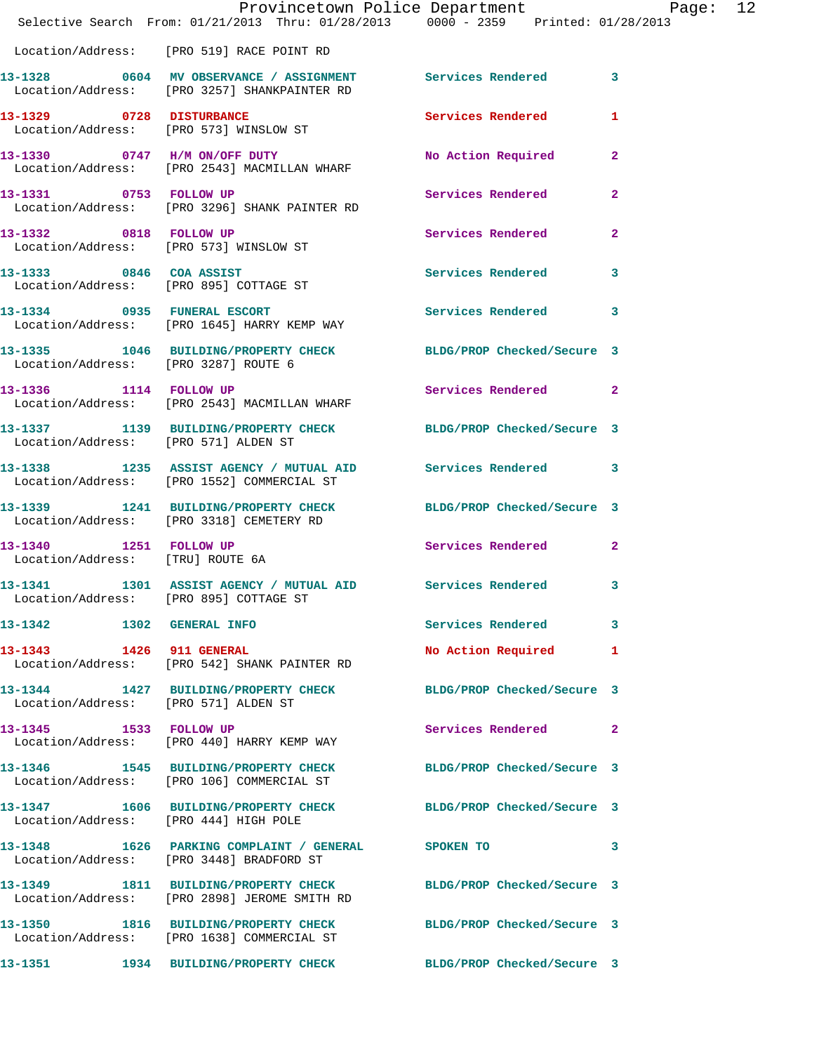Location/Address: [PRO 519] RACE POINT RD

| Call # | Time | Call Reason | Action | Priority |
|---|---|---|---|---|
| 13-1328 | 0604 | MV OBSERVANCE / ASSIGNMENT | Services Rendered | 3 |
| | | Location/Address: [PRO 3257] SHANKPAINTER RD | | |
| 13-1329 | 0728 | DISTURBANCE | Services Rendered | 1 |
| | | Location/Address: [PRO 573] WINSLOW ST | | |
| 13-1330 | 0747 | H/M ON/OFF DUTY | No Action Required | 2 |
| | | Location/Address: [PRO 2543] MACMILLAN WHARF | | |
| 13-1331 | 0753 | FOLLOW UP | Services Rendered | 2 |
| | | Location/Address: [PRO 3296] SHANK PAINTER RD | | |
| 13-1332 | 0818 | FOLLOW UP | Services Rendered | 2 |
| | | Location/Address: [PRO 573] WINSLOW ST | | |
| 13-1333 | 0846 | COA ASSIST | Services Rendered | 3 |
| | | Location/Address: [PRO 895] COTTAGE ST | | |
| 13-1334 | 0935 | FUNERAL ESCORT | Services Rendered | 3 |
| | | Location/Address: [PRO 1645] HARRY KEMP WAY | | |
| 13-1335 | 1046 | BUILDING/PROPERTY CHECK | BLDG/PROP Checked/Secure | 3 |
| | | Location/Address: [PRO 3287] ROUTE 6 | | |
| 13-1336 | 1114 | FOLLOW UP | Services Rendered | 2 |
| | | Location/Address: [PRO 2543] MACMILLAN WHARF | | |
| 13-1337 | 1139 | BUILDING/PROPERTY CHECK | BLDG/PROP Checked/Secure | 3 |
| | | Location/Address: [PRO 571] ALDEN ST | | |
| 13-1338 | 1235 | ASSIST AGENCY / MUTUAL AID | Services Rendered | 3 |
| | | Location/Address: [PRO 1552] COMMERCIAL ST | | |
| 13-1339 | 1241 | BUILDING/PROPERTY CHECK | BLDG/PROP Checked/Secure | 3 |
| | | Location/Address: [PRO 3318] CEMETERY RD | | |
| 13-1340 | 1251 | FOLLOW UP | Services Rendered | 2 |
| | | Location/Address: [TRU] ROUTE 6A | | |
| 13-1341 | 1301 | ASSIST AGENCY / MUTUAL AID | Services Rendered | 3 |
| | | Location/Address: [PRO 895] COTTAGE ST | | |
| 13-1342 | 1302 | GENERAL INFO | Services Rendered | 3 |
| 13-1343 | 1426 | 911 GENERAL | No Action Required | 1 |
| | | Location/Address: [PRO 542] SHANK PAINTER RD | | |
| 13-1344 | 1427 | BUILDING/PROPERTY CHECK | BLDG/PROP Checked/Secure | 3 |
| | | Location/Address: [PRO 571] ALDEN ST | | |
| 13-1345 | 1533 | FOLLOW UP | Services Rendered | 2 |
| | | Location/Address: [PRO 440] HARRY KEMP WAY | | |
| 13-1346 | 1545 | BUILDING/PROPERTY CHECK | BLDG/PROP Checked/Secure | 3 |
| | | Location/Address: [PRO 106] COMMERCIAL ST | | |
| 13-1347 | 1606 | BUILDING/PROPERTY CHECK | BLDG/PROP Checked/Secure | 3 |
| | | Location/Address: [PRO 444] HIGH POLE | | |
| 13-1348 | 1626 | PARKING COMPLAINT / GENERAL | SPOKEN TO | 3 |
| | | Location/Address: [PRO 3448] BRADFORD ST | | |
| 13-1349 | 1811 | BUILDING/PROPERTY CHECK | BLDG/PROP Checked/Secure | 3 |
| | | Location/Address: [PRO 2898] JEROME SMITH RD | | |
| 13-1350 | 1816 | BUILDING/PROPERTY CHECK | BLDG/PROP Checked/Secure | 3 |
| | | Location/Address: [PRO 1638] COMMERCIAL ST | | |
| 13-1351 | 1934 | BUILDING/PROPERTY CHECK | BLDG/PROP Checked/Secure | 3 |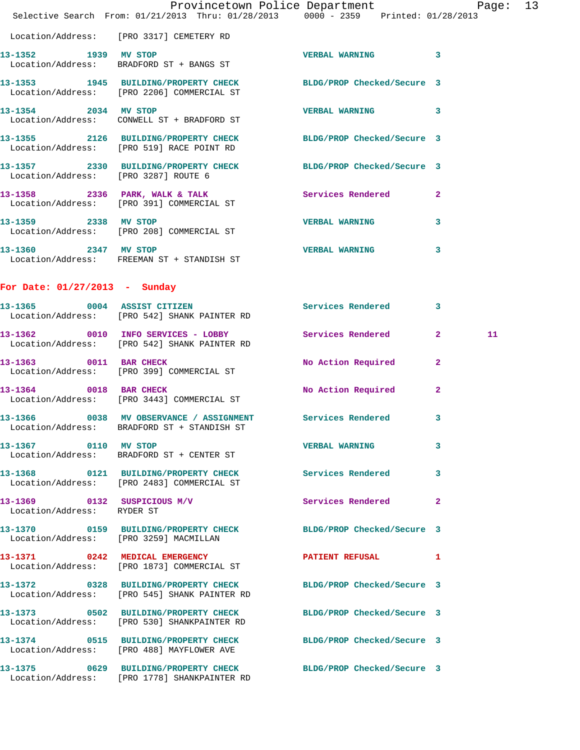Location/Address: [PRO 3317] CEMETERY RD

| Call # | Time | Call Reason | Action | Priority | |
|---|---|---|---|---|---|
| 13-1352 | 1939 | MV STOP | VERBAL WARNING | 3 | |
| | | Location/Address: BRADFORD ST + BANGS ST | | | |
| 13-1353 | 1945 | BUILDING/PROPERTY CHECK | BLDG/PROP Checked/Secure | 3 | |
| | | Location/Address: [PRO 2206] COMMERCIAL ST | | | |
| 13-1354 | 2034 | MV STOP | VERBAL WARNING | 3 | |
| | | Location/Address: CONWELL ST + BRADFORD ST | | | |
| 13-1355 | 2126 | BUILDING/PROPERTY CHECK | BLDG/PROP Checked/Secure | 3 | |
| | | Location/Address: [PRO 519] RACE POINT RD | | | |
| 13-1357 | 2330 | BUILDING/PROPERTY CHECK | BLDG/PROP Checked/Secure | 3 | |
| | | Location/Address: [PRO 3287] ROUTE 6 | | | |
| 13-1358 | 2336 | PARK, WALK & TALK | Services Rendered | 2 | |
| | | Location/Address: [PRO 391] COMMERCIAL ST | | | |
| 13-1359 | 2338 | MV STOP | VERBAL WARNING | 3 | |
| | | Location/Address: [PRO 208] COMMERCIAL ST | | | |
| 13-1360 | 2347 | MV STOP | VERBAL WARNING | 3 | |
| | | Location/Address: FREEMAN ST + STANDISH ST | | | |

## For Date: 01/27/2013 - Sunday

| Call # | Time | Call Reason | Action | Priority | |
|---|---|---|---|---|---|
| 13-1365 | 0004 | ASSIST CITIZEN | Services Rendered | 3 | |
| | | Location/Address: [PRO 542] SHANK PAINTER RD | | | |
| 13-1362 | 0010 | INFO SERVICES - LOBBY | Services Rendered | 2 | 11 |
| | | Location/Address: [PRO 542] SHANK PAINTER RD | | | |
| 13-1363 | 0011 | BAR CHECK | No Action Required | 2 | |
| | | Location/Address: [PRO 399] COMMERCIAL ST | | | |
| 13-1364 | 0018 | BAR CHECK | No Action Required | 2 | |
| | | Location/Address: [PRO 3443] COMMERCIAL ST | | | |
| 13-1366 | 0038 | MV OBSERVANCE / ASSIGNMENT | Services Rendered | 3 | |
| | | Location/Address: BRADFORD ST + STANDISH ST | | | |
| 13-1367 | 0110 | MV STOP | VERBAL WARNING | 3 | |
| | | Location/Address: BRADFORD ST + CENTER ST | | | |
| 13-1368 | 0121 | BUILDING/PROPERTY CHECK | Services Rendered | 3 | |
| | | Location/Address: [PRO 2483] COMMERCIAL ST | | | |
| 13-1369 | 0132 | SUSPICIOUS M/V | Services Rendered | 2 | |
| | | Location/Address: RYDER ST | | | |
| 13-1370 | 0159 | BUILDING/PROPERTY CHECK | BLDG/PROP Checked/Secure | 3 | |
| | | Location/Address: [PRO 3259] MACMILLAN | | | |
| 13-1371 | 0242 | MEDICAL EMERGENCY | PATIENT REFUSAL | 1 | |
| | | Location/Address: [PRO 1873] COMMERCIAL ST | | | |
| 13-1372 | 0328 | BUILDING/PROPERTY CHECK | BLDG/PROP Checked/Secure | 3 | |
| | | Location/Address: [PRO 545] SHANK PAINTER RD | | | |
| 13-1373 | 0502 | BUILDING/PROPERTY CHECK | BLDG/PROP Checked/Secure | 3 | |
| | | Location/Address: [PRO 530] SHANKPAINTER RD | | | |
| 13-1374 | 0515 | BUILDING/PROPERTY CHECK | BLDG/PROP Checked/Secure | 3 | |
| | | Location/Address: [PRO 488] MAYFLOWER AVE | | | |
| 13-1375 | 0629 | BUILDING/PROPERTY CHECK | BLDG/PROP Checked/Secure | 3 | |
| | | Location/Address: [PRO 1778] SHANKPAINTER RD | | | |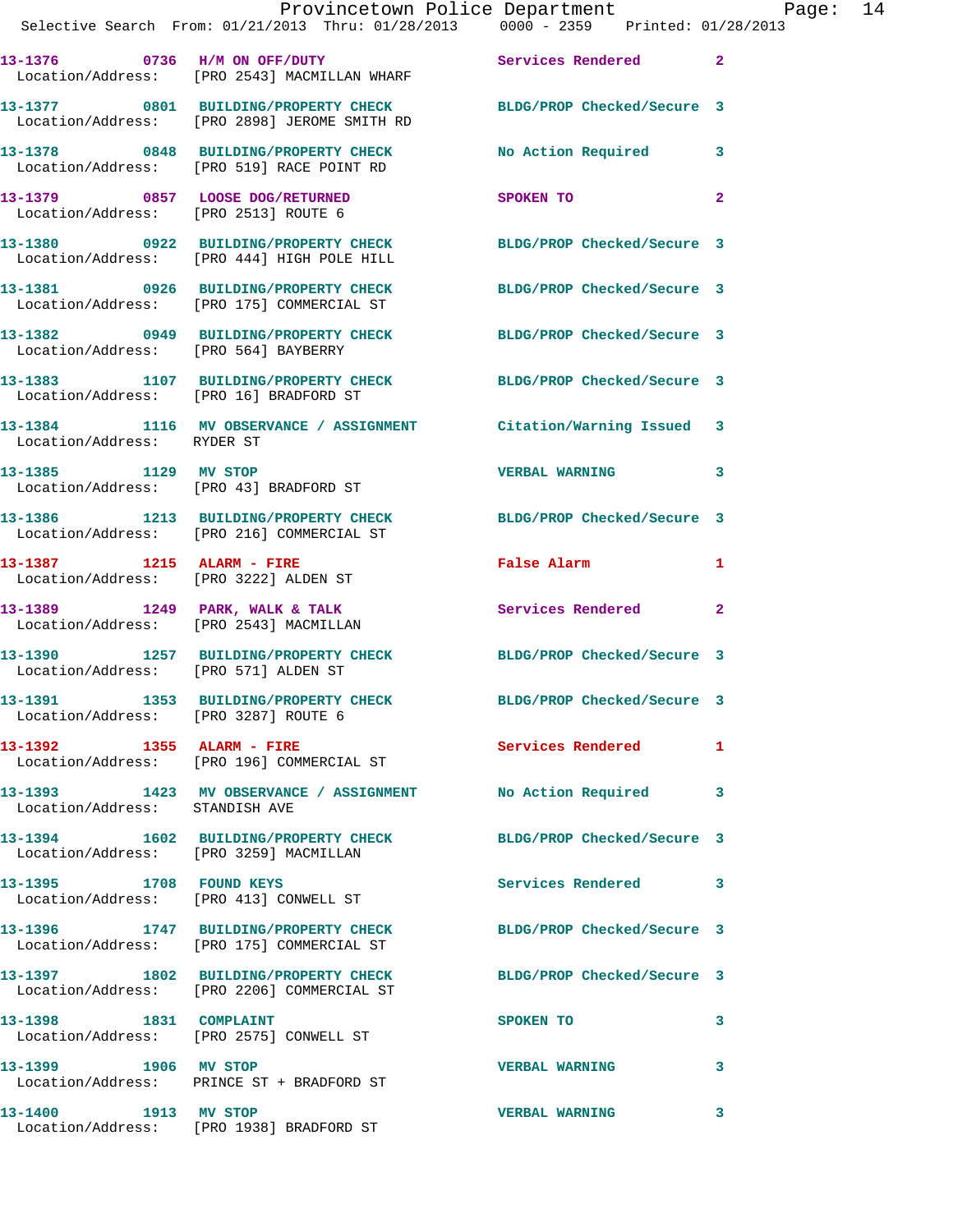| Call Number | Time | Call Reason | Action | Priority |
|---|---|---|---|---|
| 13-1376 | 0736 | H/M ON OFF/DUTY | Services Rendered | 2 |
| Location/Address: | | [PRO 2543] MACMILLAN WHARF | | |
| 13-1377 | 0801 | BUILDING/PROPERTY CHECK | BLDG/PROP Checked/Secure | 3 |
| Location/Address: | | [PRO 2898] JEROME SMITH RD | | |
| 13-1378 | 0848 | BUILDING/PROPERTY CHECK | No Action Required | 3 |
| Location/Address: | | [PRO 519] RACE POINT RD | | |
| 13-1379 | 0857 | LOOSE DOG/RETURNED | SPOKEN TO | 2 |
| Location/Address: | | [PRO 2513] ROUTE 6 | | |
| 13-1380 | 0922 | BUILDING/PROPERTY CHECK | BLDG/PROP Checked/Secure | 3 |
| Location/Address: | | [PRO 444] HIGH POLE HILL | | |
| 13-1381 | 0926 | BUILDING/PROPERTY CHECK | BLDG/PROP Checked/Secure | 3 |
| Location/Address: | | [PRO 175] COMMERCIAL ST | | |
| 13-1382 | 0949 | BUILDING/PROPERTY CHECK | BLDG/PROP Checked/Secure | 3 |
| Location/Address: | | [PRO 564] BAYBERRY | | |
| 13-1383 | 1107 | BUILDING/PROPERTY CHECK | BLDG/PROP Checked/Secure | 3 |
| Location/Address: | | [PRO 16] BRADFORD ST | | |
| 13-1384 | 1116 | MV OBSERVANCE / ASSIGNMENT | Citation/Warning Issued | 3 |
| Location/Address: | | RYDER ST | | |
| 13-1385 | 1129 | MV STOP | VERBAL WARNING | 3 |
| Location/Address: | | [PRO 43] BRADFORD ST | | |
| 13-1386 | 1213 | BUILDING/PROPERTY CHECK | BLDG/PROP Checked/Secure | 3 |
| Location/Address: | | [PRO 216] COMMERCIAL ST | | |
| 13-1387 | 1215 | ALARM - FIRE | False Alarm | 1 |
| Location/Address: | | [PRO 3222] ALDEN ST | | |
| 13-1389 | 1249 | PARK, WALK & TALK | Services Rendered | 2 |
| Location/Address: | | [PRO 2543] MACMILLAN | | |
| 13-1390 | 1257 | BUILDING/PROPERTY CHECK | BLDG/PROP Checked/Secure | 3 |
| Location/Address: | | [PRO 571] ALDEN ST | | |
| 13-1391 | 1353 | BUILDING/PROPERTY CHECK | BLDG/PROP Checked/Secure | 3 |
| Location/Address: | | [PRO 3287] ROUTE 6 | | |
| 13-1392 | 1355 | ALARM - FIRE | Services Rendered | 1 |
| Location/Address: | | [PRO 196] COMMERCIAL ST | | |
| 13-1393 | 1423 | MV OBSERVANCE / ASSIGNMENT | No Action Required | 3 |
| Location/Address: | | STANDISH AVE | | |
| 13-1394 | 1602 | BUILDING/PROPERTY CHECK | BLDG/PROP Checked/Secure | 3 |
| Location/Address: | | [PRO 3259] MACMILLAN | | |
| 13-1395 | 1708 | FOUND KEYS | Services Rendered | 3 |
| Location/Address: | | [PRO 413] CONWELL ST | | |
| 13-1396 | 1747 | BUILDING/PROPERTY CHECK | BLDG/PROP Checked/Secure | 3 |
| Location/Address: | | [PRO 175] COMMERCIAL ST | | |
| 13-1397 | 1802 | BUILDING/PROPERTY CHECK | BLDG/PROP Checked/Secure | 3 |
| Location/Address: | | [PRO 2206] COMMERCIAL ST | | |
| 13-1398 | 1831 | COMPLAINT | SPOKEN TO | 3 |
| Location/Address: | | [PRO 2575] CONWELL ST | | |
| 13-1399 | 1906 | MV STOP | VERBAL WARNING | 3 |
| Location/Address: | | PRINCE ST + BRADFORD ST | | |
| 13-1400 | 1913 | MV STOP | VERBAL WARNING | 3 |
| Location/Address: | | [PRO 1938] BRADFORD ST | | |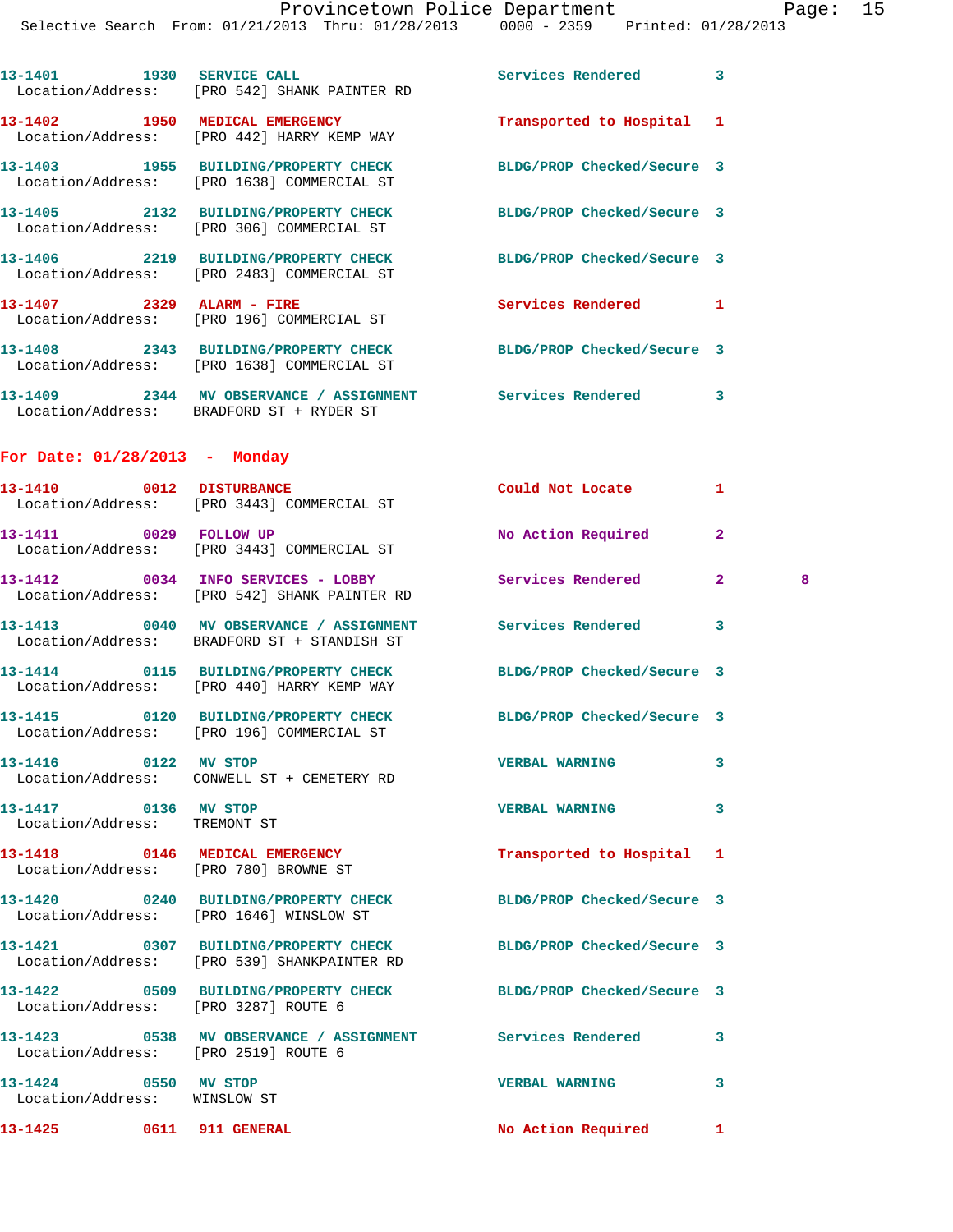13-1401 1930 SERVICE CALL Services Rendered 3
Location/Address: [PRO 542] SHANK PAINTER RD

13-1402 1950 MEDICAL EMERGENCY Transported to Hospital 1
Location/Address: [PRO 442] HARRY KEMP WAY

13-1403 1955 BUILDING/PROPERTY CHECK BLDG/PROP Checked/Secure 3
Location/Address: [PRO 1638] COMMERCIAL ST

13-1405 2132 BUILDING/PROPERTY CHECK BLDG/PROP Checked/Secure 3
Location/Address: [PRO 306] COMMERCIAL ST

13-1406 2219 BUILDING/PROPERTY CHECK BLDG/PROP Checked/Secure 3
Location/Address: [PRO 2483] COMMERCIAL ST

13-1407 2329 ALARM - FIRE Services Rendered 1
Location/Address: [PRO 196] COMMERCIAL ST

13-1408 2343 BUILDING/PROPERTY CHECK BLDG/PROP Checked/Secure 3
Location/Address: [PRO 1638] COMMERCIAL ST

13-1409 2344 MV OBSERVATION / ASSIGNMENT Services Rendered 3
Location/Address: BRADFORD ST + RYDER ST

## For Date: 01/28/2013 - Monday

13-1410 0012 DISTURBANCE Could Not Locate 1
Location/Address: [PRO 3443] COMMERCIAL ST

13-1411 0029 FOLLOW UP No Action Required 2
Location/Address: [PRO 3443] COMMERCIAL ST

13-1412 0034 INFO SERVICES - LOBBY Services Rendered 2 8
Location/Address: [PRO 542] SHANK PAINTER RD

13-1413 0040 MV OBSERVATION / ASSIGNMENT Services Rendered 3
Location/Address: BRADFORD ST + STANDISH ST

13-1414 0115 BUILDING/PROPERTY CHECK BLDG/PROP Checked/Secure 3
Location/Address: [PRO 440] HARRY KEMP WAY

13-1415 0120 BUILDING/PROPERTY CHECK BLDG/PROP Checked/Secure 3
Location/Address: [PRO 196] COMMERCIAL ST

13-1416 0122 MV STOP VERBAL WARNING 3
Location/Address: CONWELL ST + CEMETERY RD

13-1417 0136 MV STOP VERBAL WARNING 3
Location/Address: TREMONT ST

13-1418 0146 MEDICAL EMERGENCY Transported to Hospital 1
Location/Address: [PRO 780] BROWNE ST

13-1420 0240 BUILDING/PROPERTY CHECK BLDG/PROP Checked/Secure 3
Location/Address: [PRO 1646] WINSLOW ST

13-1421 0307 BUILDING/PROPERTY CHECK BLDG/PROP Checked/Secure 3
Location/Address: [PRO 539] SHANKPAINTER RD

13-1422 0509 BUILDING/PROPERTY CHECK BLDG/PROP Checked/Secure 3
Location/Address: [PRO 3287] ROUTE 6

13-1423 0538 MV OBSERVATION / ASSIGNMENT Services Rendered 3
Location/Address: [PRO 2519] ROUTE 6

13-1424 0550 MV STOP VERBAL WARNING 3
Location/Address: WINSLOW ST

13-1425 0611 911 GENERAL No Action Required 1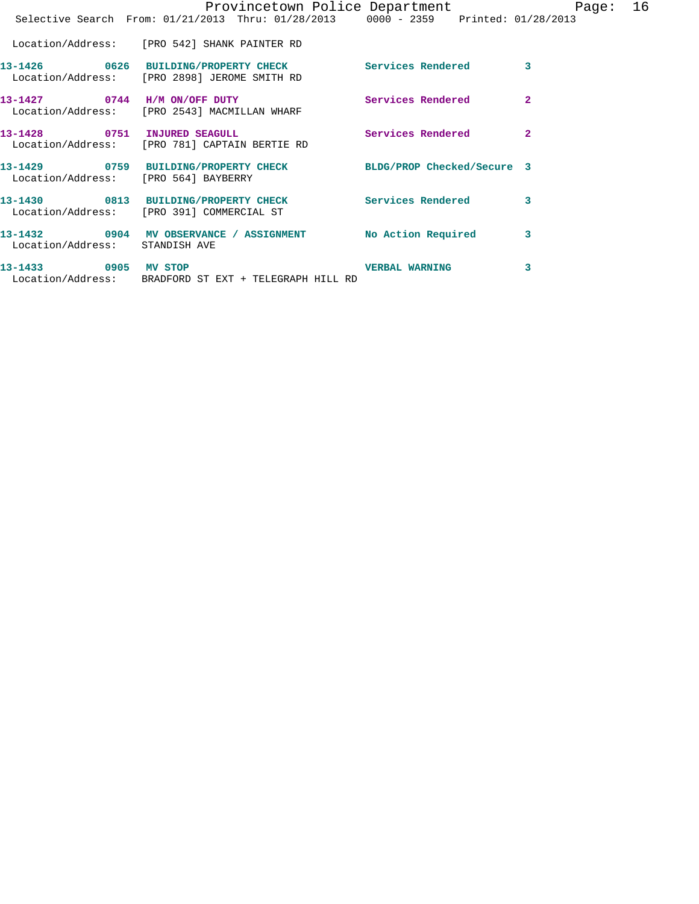Location/Address: [PRO 542] SHANK PAINTER RD

**13-1426 0626 BUILDING/PROPERTY CHECK** Services Rendered 3
Location/Address: [PRO 2898] JEROME SMITH RD

**13-1427 0744 H/M ON/OFF DUTY** Services Rendered 2
Location/Address: [PRO 2543] MACMILLAN WHARF

**13-1428 0751 INJURED SEAGULL** Services Rendered 2
Location/Address: [PRO 781] CAPTAIN BERTIE RD

**13-1429 0759 BUILDING/PROPERTY CHECK** BLDG/PROP Checked/Secure 3
Location/Address: [PRO 564] BAYBERRY

**13-1430 0813 BUILDING/PROPERTY CHECK** Services Rendered 3
Location/Address: [PRO 391] COMMERCIAL ST

**13-1432 0904 MV OBSERVANCE / ASSIGNMENT** No Action Required 3
Location/Address: STANDISH AVE

**13-1433 0905 MV STOP** VERBAL WARNING 3
Location/Address: BRADFORD ST EXT + TELEGRAPH HILL RD